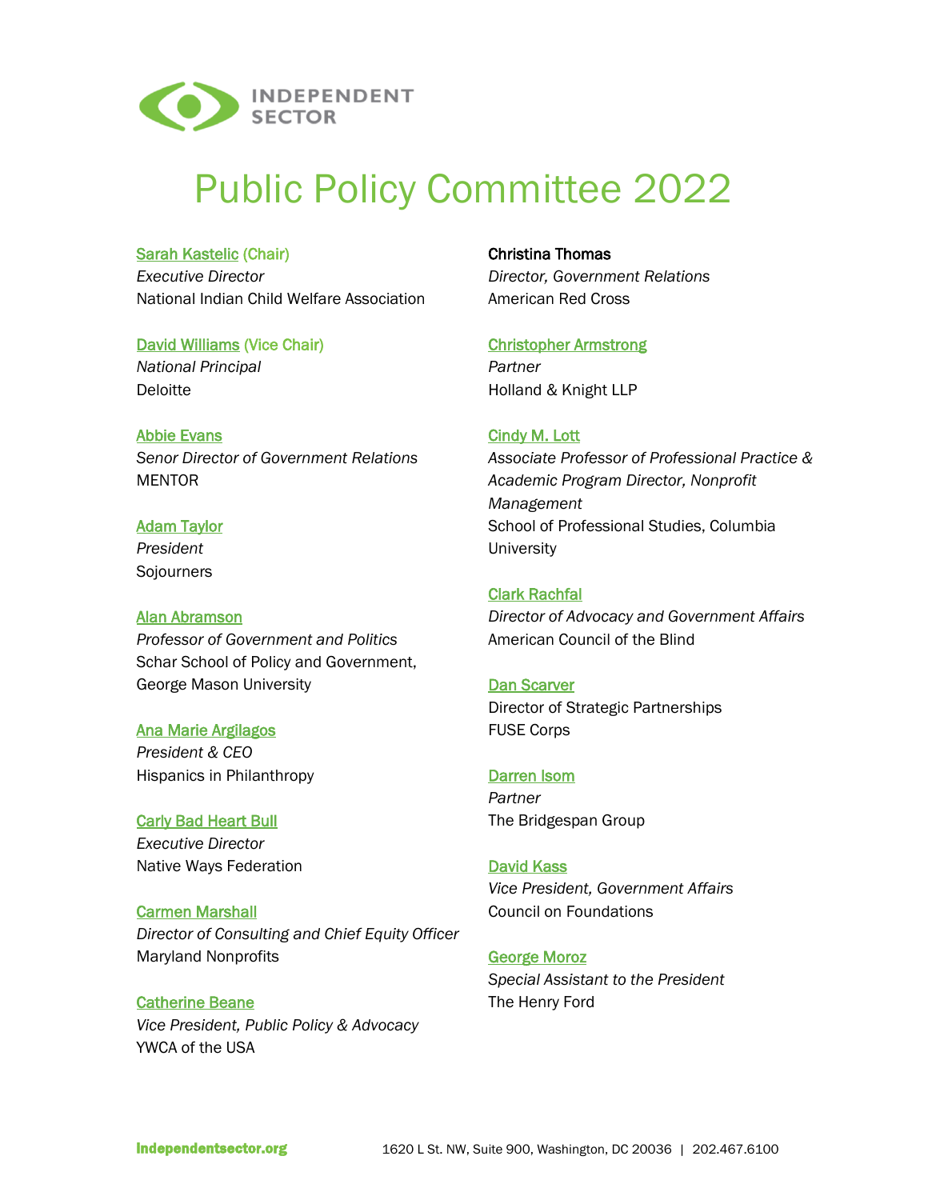INDEPENDENT SECTOR

# Public Policy Committee 2022

**Sarah Kastelic (Chair)**
*Executive Director*
National Indian Child Welfare Association

**David Williams (Vice Chair)**
*National Principal*
Deloitte

**Abbie Evans**
*Senor Director of Government Relations*
MENTOR

**Adam Taylor**
*President*
Sojourners

**Alan Abramson**
*Professor of Government and Politics*
Schar School of Policy and Government, George Mason University

**Ana Marie Argilagos**
*President & CEO*
Hispanics in Philanthropy

**Carly Bad Heart Bull**
*Executive Director*
Native Ways Federation

**Carmen Marshall**
*Director of Consulting and Chief Equity Officer*
Maryland Nonprofits

**Catherine Beane**
*Vice President, Public Policy & Advocacy*
YWCA of the USA

**Christina Thomas**
*Director, Government Relations*
American Red Cross

**Christopher Armstrong**
*Partner*
Holland & Knight LLP

**Cindy M. Lott**
*Associate Professor of Professional Practice & Academic Program Director, Nonprofit Management*
School of Professional Studies, Columbia University

**Clark Rachfal**
*Director of Advocacy and Government Affairs*
American Council of the Blind

**Dan Scarver**
Director of Strategic Partnerships
FUSE Corps

**Darren Isom**
*Partner*
The Bridgespan Group

**David Kass**
*Vice President, Government Affairs*
Council on Foundations

**George Moroz**
*Special Assistant to the President*
The Henry Ford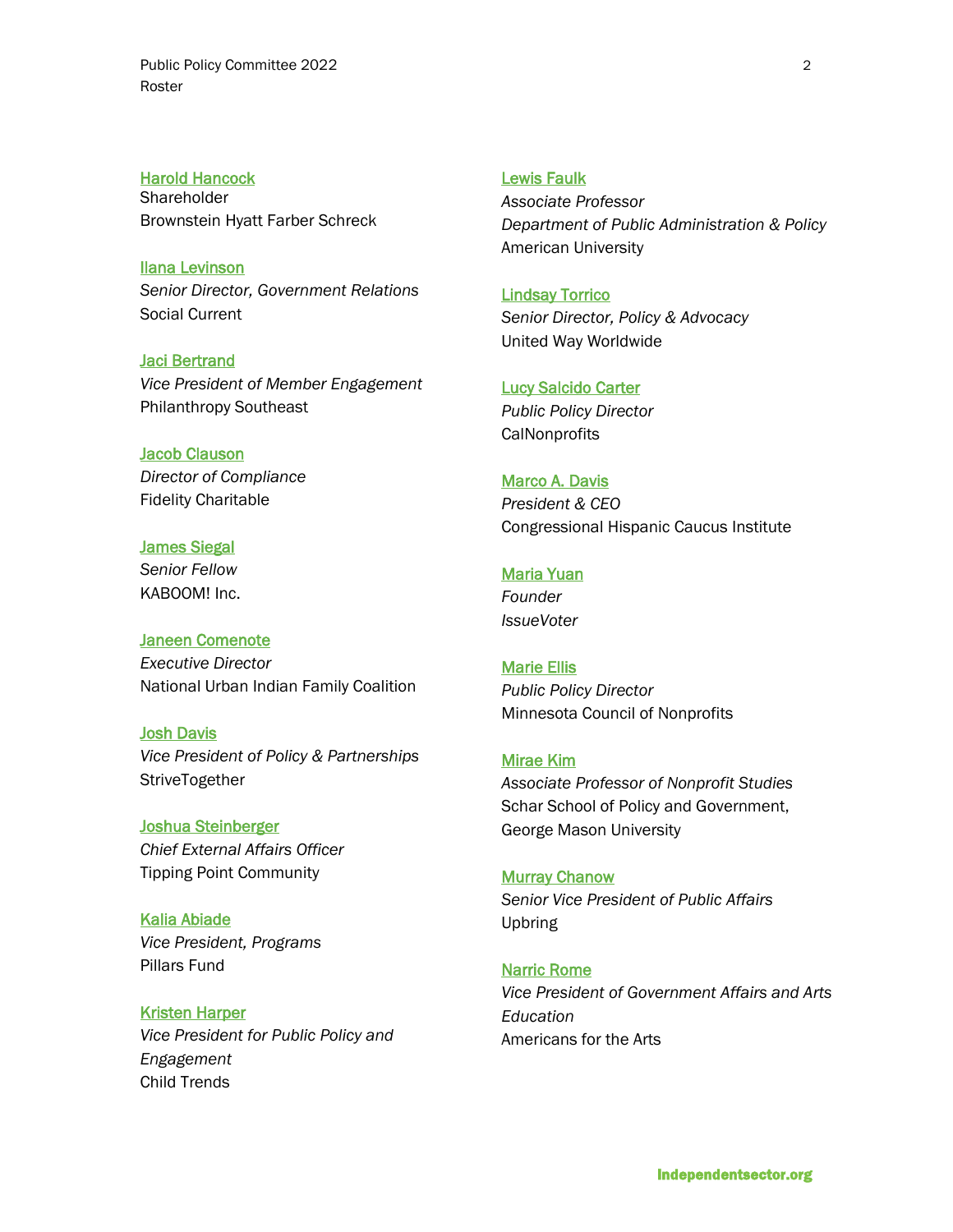[Harold Hancock]
Shareholder
Brownstein Hyatt Farber Schreck

[Ilana Levinson]
*Senior Director, Government Relations*
Social Current

[Jaci Bertrand]
*Vice President of Member Engagement*
Philanthropy Southeast

[Jacob Clauson]
*Director of Compliance*
Fidelity Charitable

[James Siegal]
*Senior Fellow*
KABOOM! Inc.

[Janeen Comenote]
*Executive Director*
National Urban Indian Family Coalition

[Josh Davis]
*Vice President of Policy & Partnerships*
StriveTogether

[Joshua Steinberger]
*Chief External Affairs Officer*
Tipping Point Community

[Kalia Abiade]
*Vice President, Programs*
Pillars Fund

[Kristen Harper]
*Vice President for Public Policy and Engagement*
Child Trends

[Lewis Faulk]
*Associate Professor*
*Department of Public Administration & Policy*
American University

[Lindsay Torrico]
*Senior Director, Policy & Advocacy*
United Way Worldwide

[Lucy Salcido Carter]
*Public Policy Director*
CalNonprofits

[Marco A. Davis]
*President & CEO*
Congressional Hispanic Caucus Institute

[Maria Yuan]
*Founder*
*IssueVoter*

[Marie Ellis]
*Public Policy Director*
Minnesota Council of Nonprofits

[Mirae Kim]
*Associate Professor of Nonprofit Studies*
Schar School of Policy and Government, George Mason University

[Murray Chanow]
*Senior Vice President of Public Affairs*
Upbring

[Narric Rome]
*Vice President of Government Affairs and Arts Education*
Americans for the Arts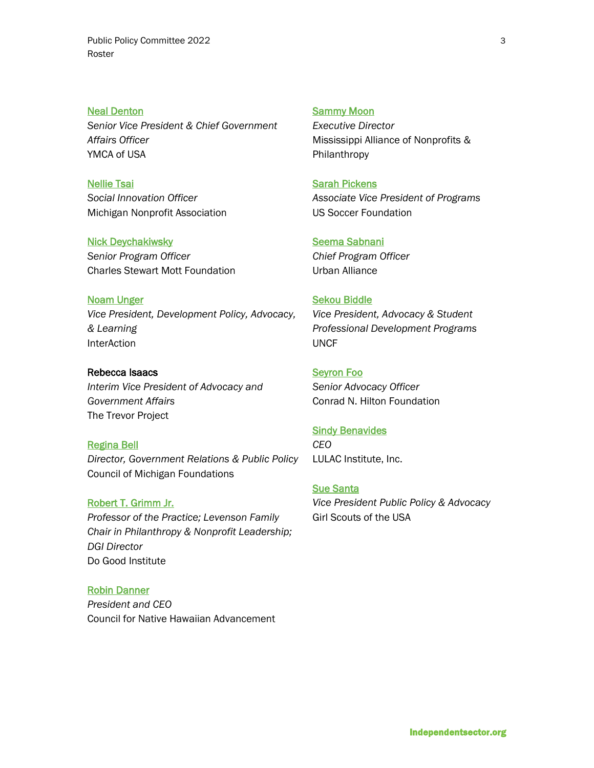[Neal Denton]
*Senior Vice President & Chief Government Affairs Officer*
YMCA of USA

[Nellie Tsai]
*Social Innovation Officer*
Michigan Nonprofit Association

[Nick Deychakiwsky]
*Senior Program Officer*
Charles Stewart Mott Foundation

[Noam Unger]
*Vice President, Development Policy, Advocacy, & Learning*
InterAction

Rebecca Isaacs
*Interim Vice President of Advocacy and Government Affairs*
The Trevor Project

[Regina Bell]
*Director, Government Relations & Public Policy*
Council of Michigan Foundations

[Robert T. Grimm Jr.]
*Professor of the Practice; Levenson Family Chair in Philanthropy & Nonprofit Leadership; DGI Director*
Do Good Institute

[Robin Danner]
*President and CEO*
Council for Native Hawaiian Advancement

[Sammy Moon]
*Executive Director*
Mississippi Alliance of Nonprofits & Philanthropy

[Sarah Pickens]
*Associate Vice President of Programs*
US Soccer Foundation

[Seema Sabnani]
*Chief Program Officer*
Urban Alliance

[Sekou Biddle]
*Vice President, Advocacy & Student Professional Development Programs*
UNCF

[Seyron Foo]
*Senior Advocacy Officer*
Conrad N. Hilton Foundation

[Sindy Benavides]
*CEO*
LULAC Institute, Inc.

[Sue Santa]
*Vice President Public Policy & Advocacy*
Girl Scouts of the USA